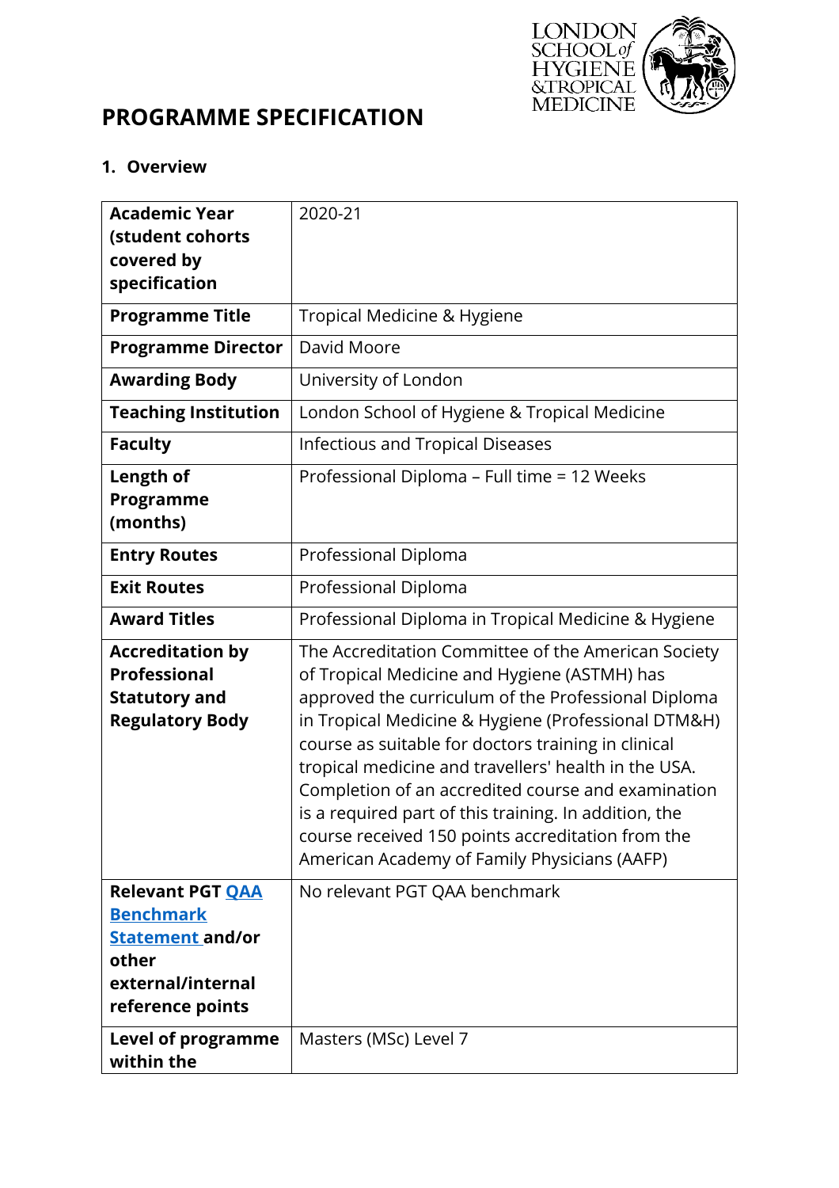# PROGRAMME SPECIFICATION

## 1. Overview

| | |
|---|---|
| **Academic Year (student cohorts covered by specification** | 2020-21 |
| **Programme Title** | Tropical Medicine & Hygiene |
| **Programme Director** | David Moore |
| **Awarding Body** | University of London |
| **Teaching Institution** | London School of Hygiene & Tropical Medicine |
| **Faculty** | Infectious and Tropical Diseases |
| **Length of Programme (months)** | Professional Diploma – Full time = 12 Weeks |
| **Entry Routes** | Professional Diploma |
| **Exit Routes** | Professional Diploma |
| **Award Titles** | Professional Diploma in Tropical Medicine & Hygiene |
| **Accreditation by Professional Statutory and Regulatory Body** | The Accreditation Committee of the American Society of Tropical Medicine and Hygiene (ASTMH) has approved the curriculum of the Professional Diploma in Tropical Medicine & Hygiene (Professional DTM&H) course as suitable for doctors training in clinical tropical medicine and travellers' health in the USA. Completion of an accredited course and examination is a required part of this training. In addition, the course received 150 points accreditation from the American Academy of Family Physicians (AAFP) |
| **Relevant PGT QAA Benchmark Statement and/or other external/internal reference points** | No relevant PGT QAA benchmark |
| **Level of programme within the** | Masters (MSc) Level 7 |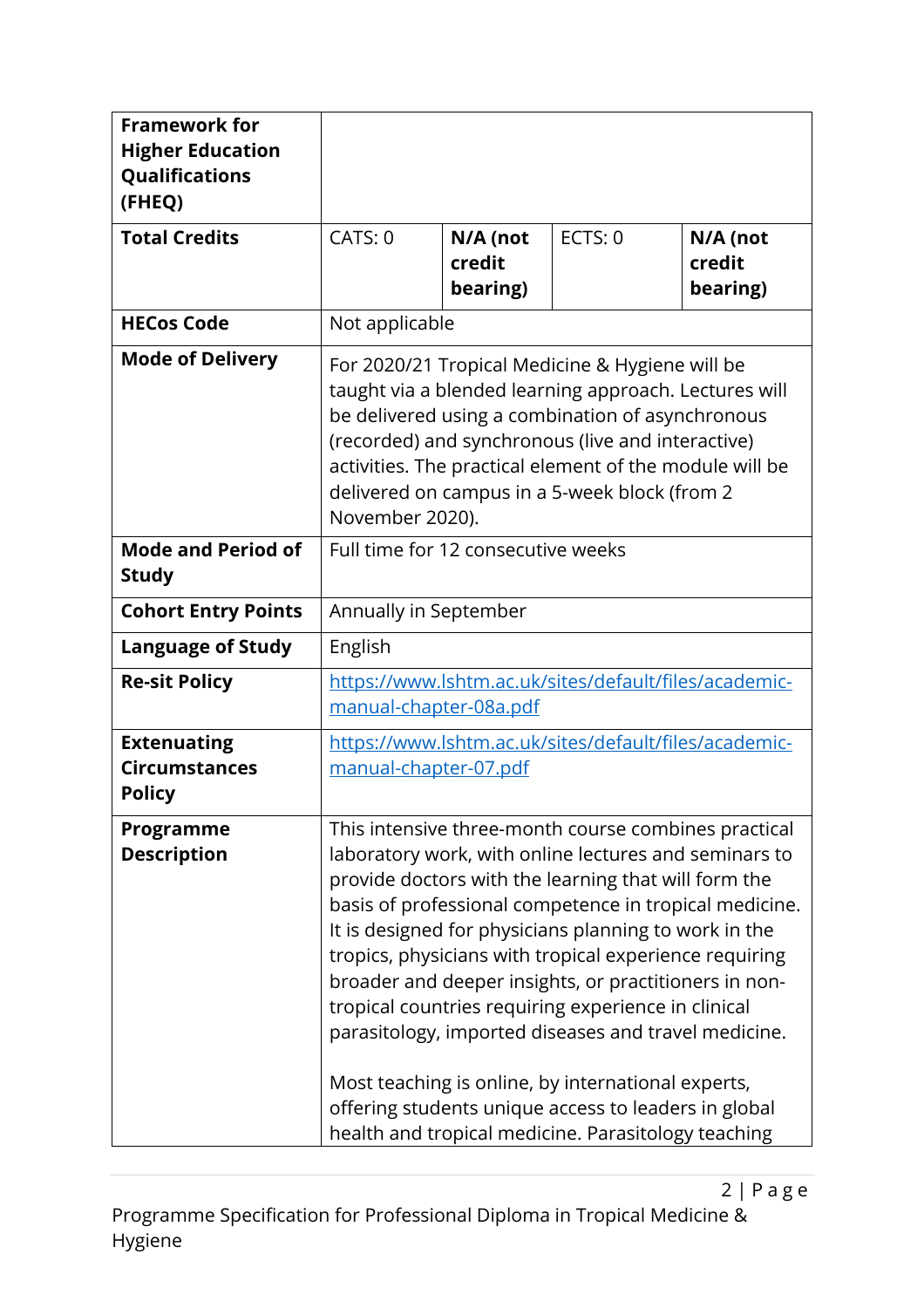| | | | | |
|---|---|---|---|---|
| **Framework for Higher Education Qualifications (FHEQ)** | | | | |
| **Total Credits** | CATS: 0 | **N/A (not credit bearing)** | ECTS: 0 | **N/A (not credit bearing)** |
| **HECos Code** | Not applicable | | | |
| **Mode of Delivery** | For 2020/21 Tropical Medicine & Hygiene will be taught via a blended learning approach. Lectures will be delivered using a combination of asynchronous (recorded) and synchronous (live and interactive) activities. The practical element of the module will be delivered on campus in a 5-week block (from 2 November 2020). | | | |
| **Mode and Period of Study** | Full time for 12 consecutive weeks | | | |
| **Cohort Entry Points** | Annually in September | | | |
| **Language of Study** | English | | | |
| **Re-sit Policy** | https://www.lshtm.ac.uk/sites/default/files/academic-manual-chapter-08a.pdf | | | |
| **Extenuating Circumstances Policy** | https://www.lshtm.ac.uk/sites/default/files/academic-manual-chapter-07.pdf | | | |
| **Programme Description** | This intensive three-month course combines practical laboratory work, with online lectures and seminars to provide doctors with the learning that will form the basis of professional competence in tropical medicine. It is designed for physicians planning to work in the tropics, physicians with tropical experience requiring broader and deeper insights, or practitioners in non-tropical countries requiring experience in clinical parasitology, imported diseases and travel medicine.<br><br>Most teaching is online, by international experts, offering students unique access to leaders in global health and tropical medicine. Parasitology teaching | | | |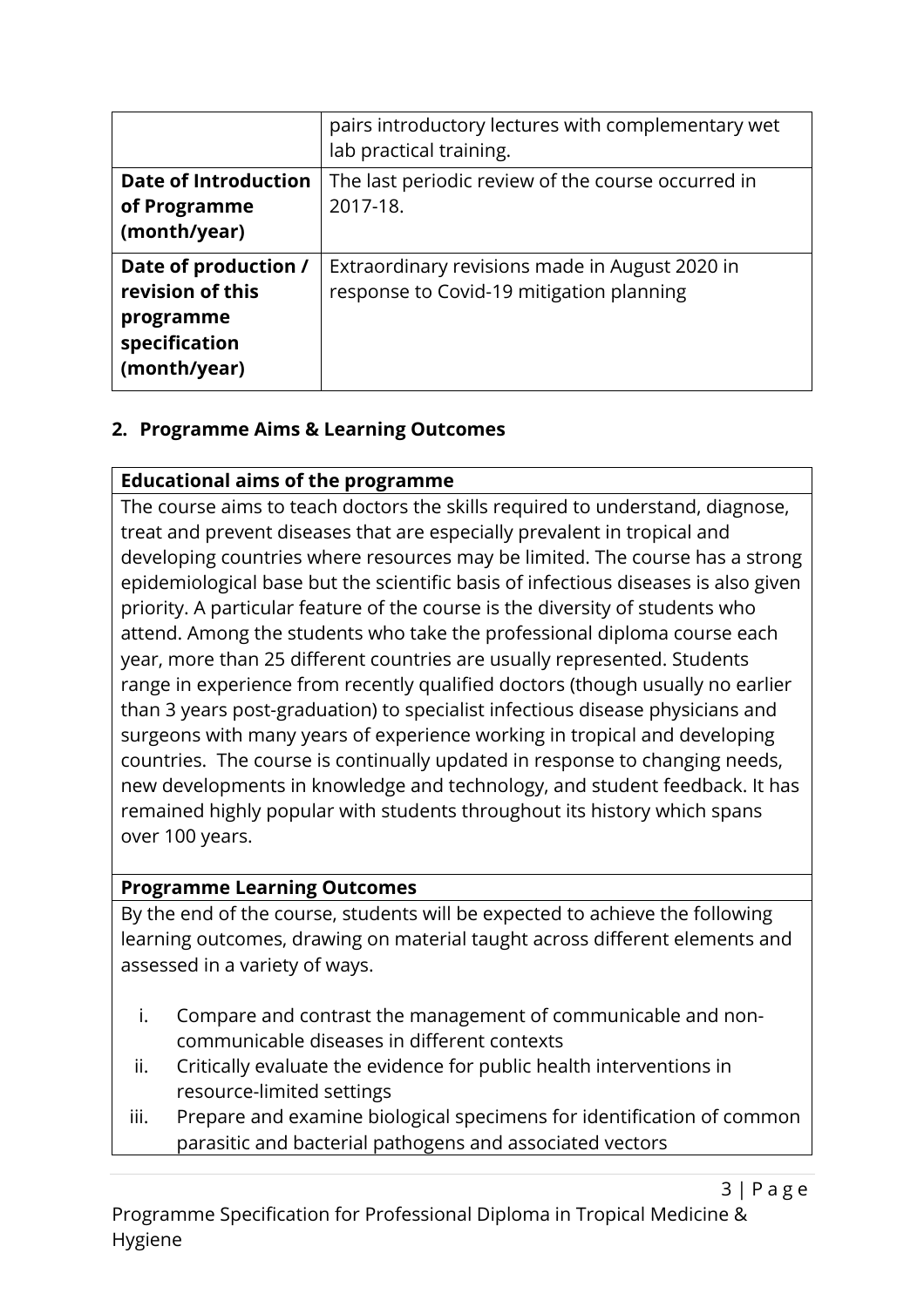| | |
|---|---|
| | pairs introductory lectures with complementary wet lab practical training. |
| **Date of Introduction of Programme (month/year)** | The last periodic review of the course occurred in 2017-18. |
| **Date of production / revision of this programme specification (month/year)** | Extraordinary revisions made in August 2020 in response to Covid-19 mitigation planning |

## 2. Programme Aims & Learning Outcomes

**Educational aims of the programme**

The course aims to teach doctors the skills required to understand, diagnose, treat and prevent diseases that are especially prevalent in tropical and developing countries where resources may be limited. The course has a strong epidemiological base but the scientific basis of infectious diseases is also given priority. A particular feature of the course is the diversity of students who attend. Among the students who take the professional diploma course each year, more than 25 different countries are usually represented. Students range in experience from recently qualified doctors (though usually no earlier than 3 years post-graduation) to specialist infectious disease physicians and surgeons with many years of experience working in tropical and developing countries. The course is continually updated in response to changing needs, new developments in knowledge and technology, and student feedback. It has remained highly popular with students throughout its history which spans over 100 years.

**Programme Learning Outcomes**

By the end of the course, students will be expected to achieve the following learning outcomes, drawing on material taught across different elements and assessed in a variety of ways.

i. Compare and contrast the management of communicable and non-communicable diseases in different contexts
ii. Critically evaluate the evidence for public health interventions in resource-limited settings
iii. Prepare and examine biological specimens for identification of common parasitic and bacterial pathogens and associated vectors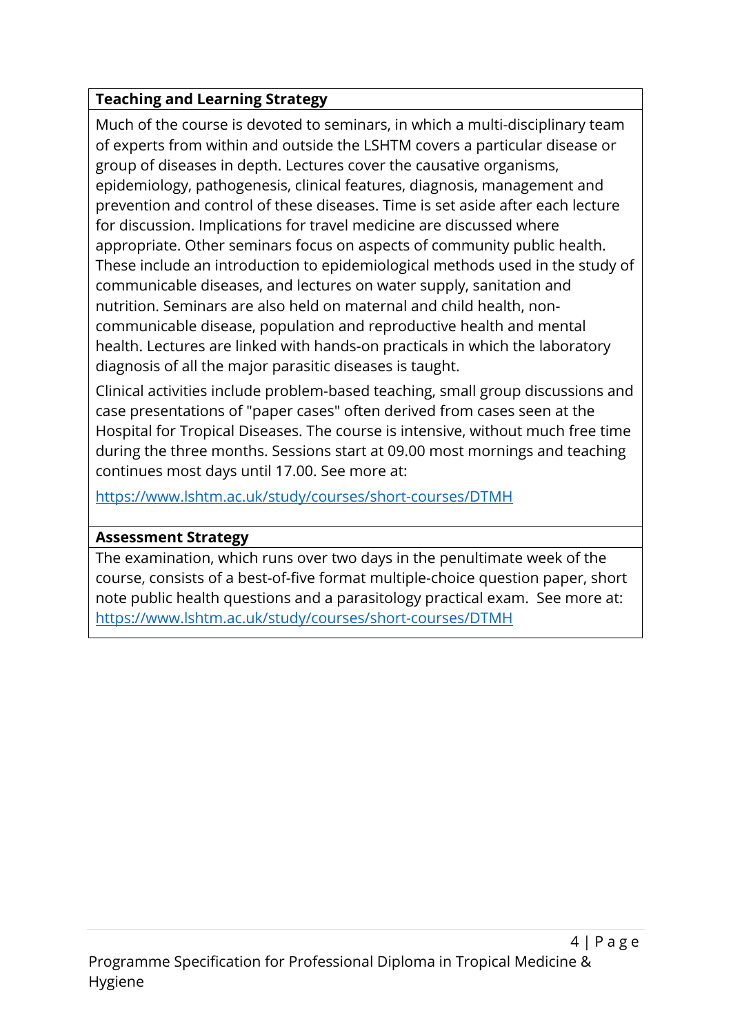## Teaching and Learning Strategy

Much of the course is devoted to seminars, in which a multi-disciplinary team of experts from within and outside the LSHTM covers a particular disease or group of diseases in depth. Lectures cover the causative organisms, epidemiology, pathogenesis, clinical features, diagnosis, management and prevention and control of these diseases. Time is set aside after each lecture for discussion. Implications for travel medicine are discussed where appropriate. Other seminars focus on aspects of community public health. These include an introduction to epidemiological methods used in the study of communicable diseases, and lectures on water supply, sanitation and nutrition. Seminars are also held on maternal and child health, non-communicable disease, population and reproductive health and mental health. Lectures are linked with hands-on practicals in which the laboratory diagnosis of all the major parasitic diseases is taught.

Clinical activities include problem-based teaching, small group discussions and case presentations of "paper cases" often derived from cases seen at the Hospital for Tropical Diseases. The course is intensive, without much free time during the three months. Sessions start at 09.00 most mornings and teaching continues most days until 17.00. See more at:

https://www.lshtm.ac.uk/study/courses/short-courses/DTMH

## Assessment Strategy

The examination, which runs over two days in the penultimate week of the course, consists of a best-of-five format multiple-choice question paper, short note public health questions and a parasitology practical exam. See more at: https://www.lshtm.ac.uk/study/courses/short-courses/DTMH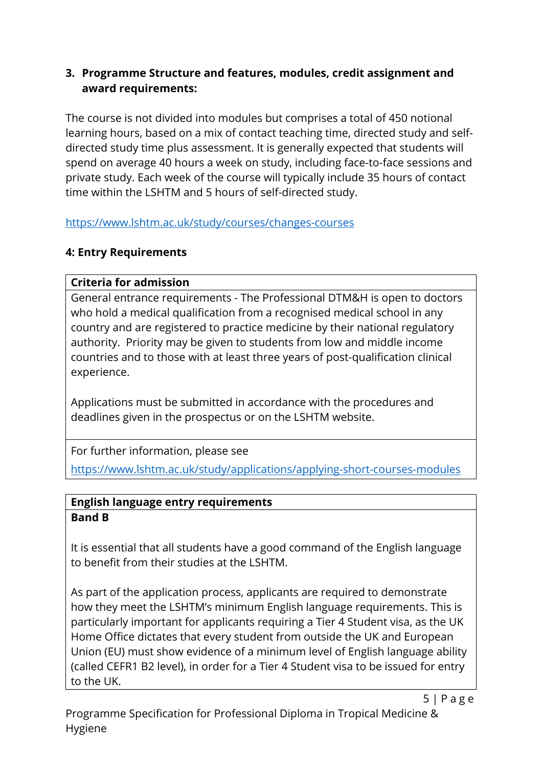### 3. Programme Structure and features, modules, credit assignment and award requirements:

The course is not divided into modules but comprises a total of 450 notional learning hours, based on a mix of contact teaching time, directed study and self-directed study time plus assessment. It is generally expected that students will spend on average 40 hours a week on study, including face-to-face sessions and private study. Each week of the course will typically include 35 hours of contact time within the LSHTM and 5 hours of self-directed study.

https://www.lshtm.ac.uk/study/courses/changes-courses

### 4: Entry Requirements

| **Criteria for admission** |
|---|
| General entrance requirements - The Professional DTM&H is open to doctors who hold a medical qualification from a recognised medical school in any country and are registered to practice medicine by their national regulatory authority. Priority may be given to students from low and middle income countries and to those with at least three years of post-qualification clinical experience.<br><br>Applications must be submitted in accordance with the procedures and deadlines given in the prospectus or on the LSHTM website. |
| For further information, please see https://www.lshtm.ac.uk/study/applications/applying-short-courses-modules |

| **English language entry requirements** |
|---|
| **Band B**<br><br>It is essential that all students have a good command of the English language to benefit from their studies at the LSHTM.<br><br>As part of the application process, applicants are required to demonstrate how they meet the LSHTM's minimum English language requirements. This is particularly important for applicants requiring a Tier 4 Student visa, as the UK Home Office dictates that every student from outside the UK and European Union (EU) must show evidence of a minimum level of English language ability (called CEFR1 B2 level), in order for a Tier 4 Student visa to be issued for entry to the UK. |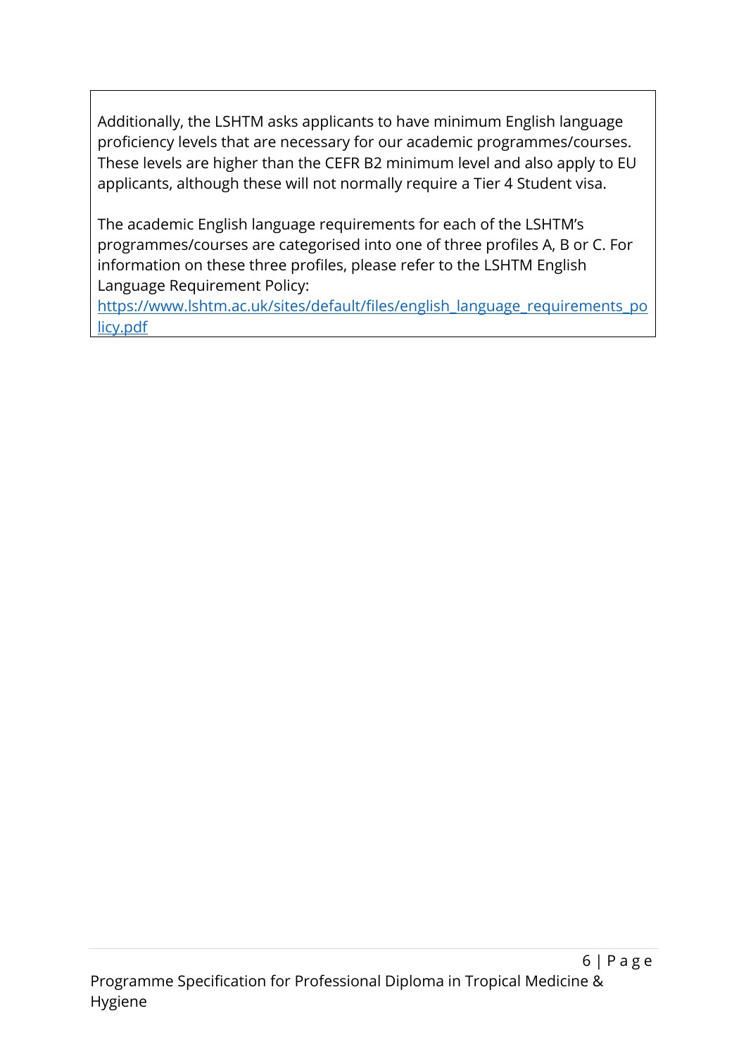Additionally, the LSHTM asks applicants to have minimum English language proficiency levels that are necessary for our academic programmes/courses. These levels are higher than the CEFR B2 minimum level and also apply to EU applicants, although these will not normally require a Tier 4 Student visa.

The academic English language requirements for each of the LSHTM's programmes/courses are categorised into one of three profiles A, B or C. For information on these three profiles, please refer to the LSHTM English Language Requirement Policy: [https://www.lshtm.ac.uk/sites/default/files/english_language_requirements_policy.pdf](https://www.lshtm.ac.uk/sites/default/files/english_language_requirements_policy.pdf)